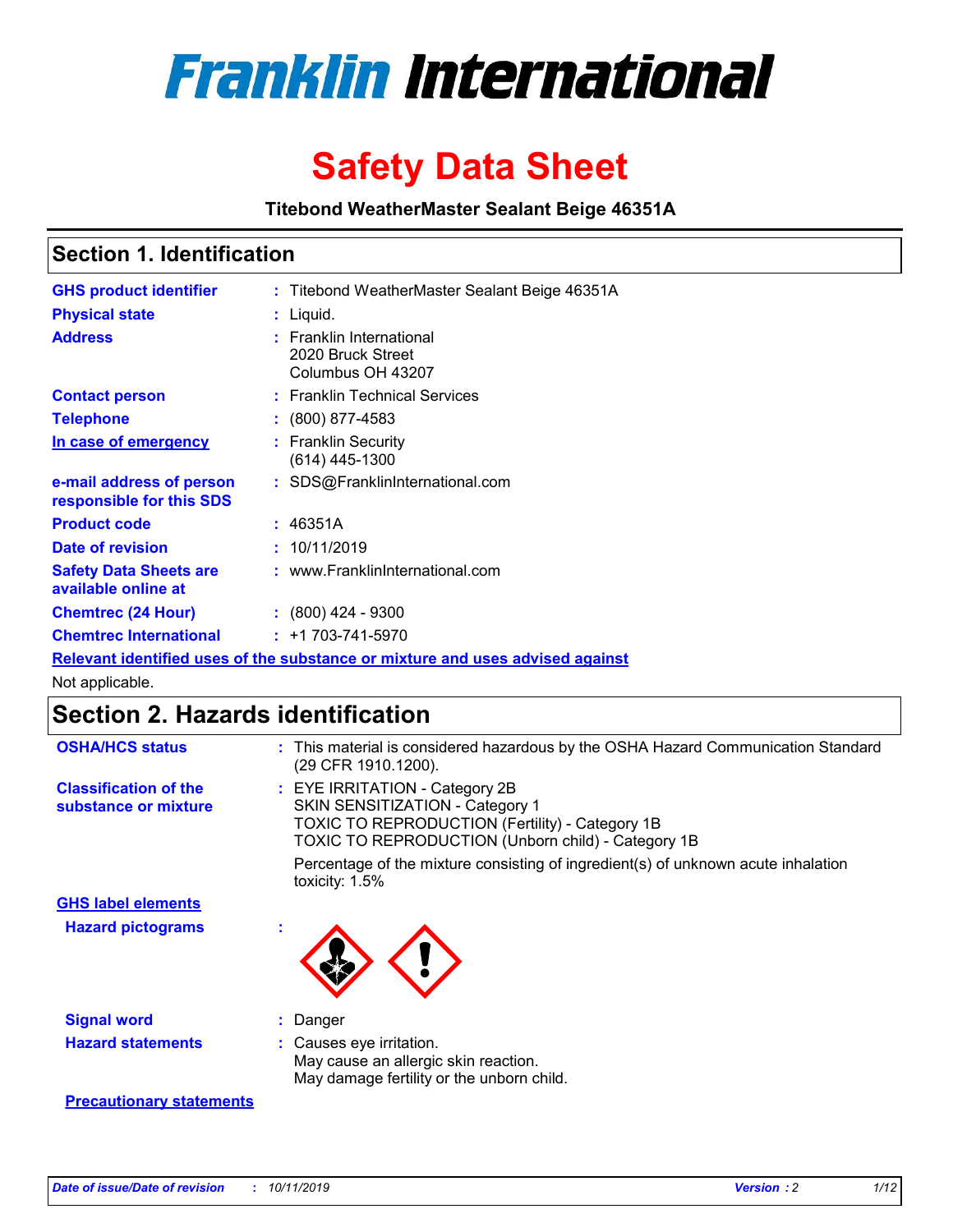# Franklin International

# Safety Data Sheet

**Titebond WeatherMaster Sealant Beige 46351A**

## Section 1. Identification

| | | |
|---|---|---|
| **GHS product identifier** | : | Titebond WeatherMaster Sealant Beige 46351A |
| **Physical state** | : | Liquid. |
| **Address** | : | Franklin International<br>2020 Bruck Street<br>Columbus OH 43207 |
| **Contact person** | : | Franklin Technical Services |
| **Telephone** | : | (800) 877-4583 |
| **In case of emergency** | : | Franklin Security<br>(614) 445-1300 |
| **e-mail address of person responsible for this SDS** | : | SDS@FranklinInternational.com |
| **Product code** | : | 46351A |
| **Date of revision** | : | 10/11/2019 |
| **Safety Data Sheets are available online at** | : | www.FranklinInternational.com |
| **Chemtrec (24 Hour)** | : | (800) 424 - 9300 |
| **Chemtrec International** | : | +1 703-741-5970 |

**Relevant identified uses of the substance or mixture and uses advised against**

Not applicable.

## Section 2. Hazards identification

| | | |
|---|---|---|
| **OSHA/HCS status** | : | This material is considered hazardous by the OSHA Hazard Communication Standard (29 CFR 1910.1200). |
| **Classification of the substance or mixture** | : | EYE IRRITATION - Category 2B<br>SKIN SENSITIZATION - Category 1<br>TOXIC TO REPRODUCTION (Fertility) - Category 1B<br>TOXIC TO REPRODUCTION (Unborn child) - Category 1B<br><br>Percentage of the mixture consisting of ingredient(s) of unknown acute inhalation toxicity: 1.5% |

**GHS label elements**

| | | |
|---|---|---|
| **Hazard pictograms** | : | |
| **Signal word** | : | Danger |
| **Hazard statements** | : | Causes eye irritation.<br>May cause an allergic skin reaction.<br>May damage fertility or the unborn child. |

**Precautionary statements**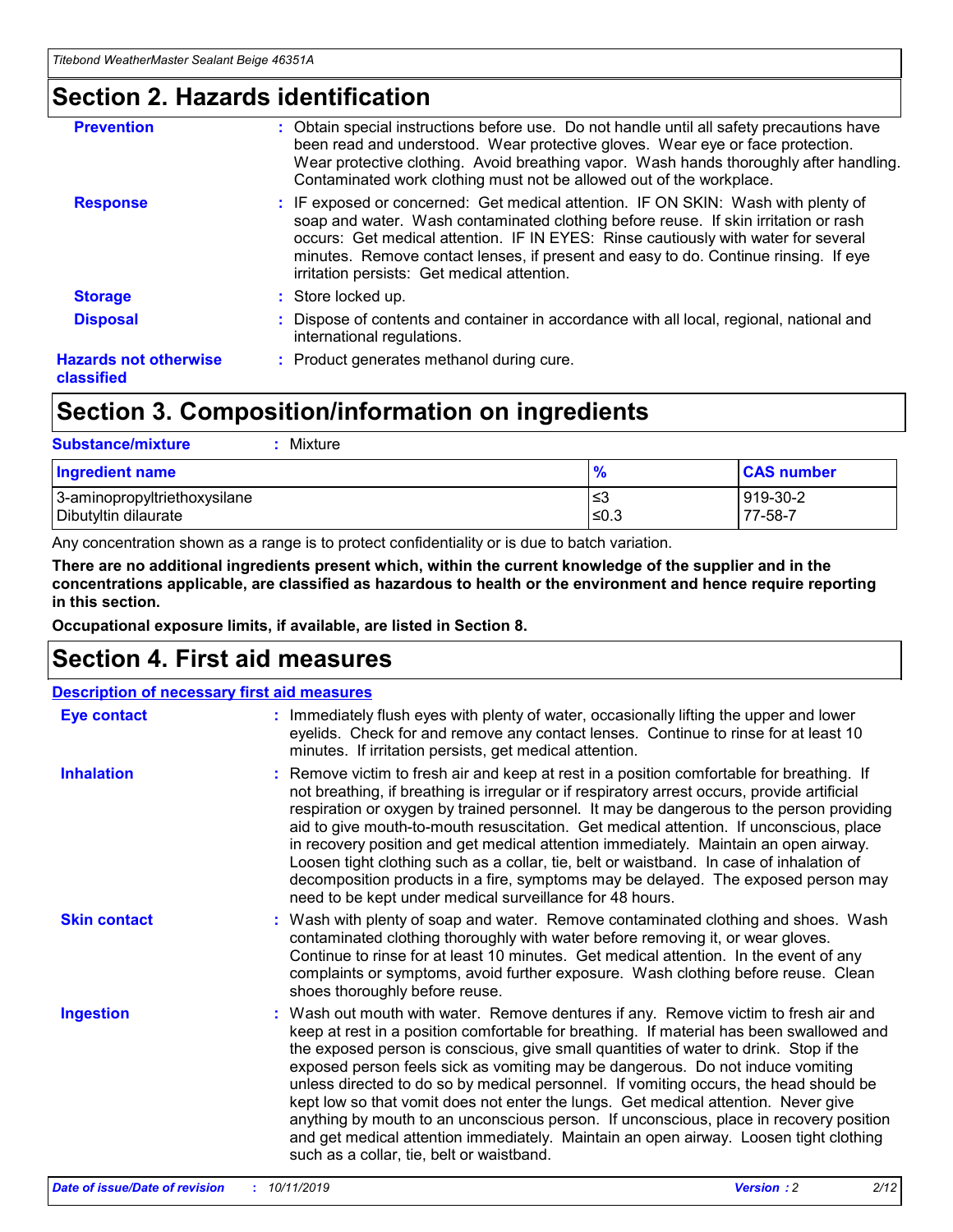## Section 2. Hazards identification

**Prevention** : Obtain special instructions before use. Do not handle until all safety precautions have been read and understood. Wear protective gloves. Wear eye or face protection. Wear protective clothing. Avoid breathing vapor. Wash hands thoroughly after handling. Contaminated work clothing must not be allowed out of the workplace.

**Response** : IF exposed or concerned: Get medical attention. IF ON SKIN: Wash with plenty of soap and water. Wash contaminated clothing before reuse. If skin irritation or rash occurs: Get medical attention. IF IN EYES: Rinse cautiously with water for several minutes. Remove contact lenses, if present and easy to do. Continue rinsing. If eye irritation persists: Get medical attention.

**Storage** : Store locked up.

**Disposal** : Dispose of contents and container in accordance with all local, regional, national and international regulations.

**Hazards not otherwise classified** : Product generates methanol during cure.

## Section 3. Composition/information on ingredients

**Substance/mixture** : Mixture

| Ingredient name | % | CAS number |
|---|---|---|
| 3-aminopropyltriethoxysilane | ≤3 | 919-30-2 |
| Dibutyltin dilaurate | ≤0.3 | 77-58-7 |

Any concentration shown as a range is to protect confidentiality or is due to batch variation.

**There are no additional ingredients present which, within the current knowledge of the supplier and in the concentrations applicable, are classified as hazardous to health or the environment and hence require reporting in this section.**

**Occupational exposure limits, if available, are listed in Section 8.**

## Section 4. First aid measures

**Description of necessary first aid measures**

**Eye contact** : Immediately flush eyes with plenty of water, occasionally lifting the upper and lower eyelids. Check for and remove any contact lenses. Continue to rinse for at least 10 minutes. If irritation persists, get medical attention.

**Inhalation** : Remove victim to fresh air and keep at rest in a position comfortable for breathing. If not breathing, if breathing is irregular or if respiratory arrest occurs, provide artificial respiration or oxygen by trained personnel. It may be dangerous to the person providing aid to give mouth-to-mouth resuscitation. Get medical attention. If unconscious, place in recovery position and get medical attention immediately. Maintain an open airway. Loosen tight clothing such as a collar, tie, belt or waistband. In case of inhalation of decomposition products in a fire, symptoms may be delayed. The exposed person may need to be kept under medical surveillance for 48 hours.

**Skin contact** : Wash with plenty of soap and water. Remove contaminated clothing and shoes. Wash contaminated clothing thoroughly with water before removing it, or wear gloves. Continue to rinse for at least 10 minutes. Get medical attention. In the event of any complaints or symptoms, avoid further exposure. Wash clothing before reuse. Clean shoes thoroughly before reuse.

**Ingestion** : Wash out mouth with water. Remove dentures if any. Remove victim to fresh air and keep at rest in a position comfortable for breathing. If material has been swallowed and the exposed person is conscious, give small quantities of water to drink. Stop if the exposed person feels sick as vomiting may be dangerous. Do not induce vomiting unless directed to do so by medical personnel. If vomiting occurs, the head should be kept low so that vomit does not enter the lungs. Get medical attention. Never give anything by mouth to an unconscious person. If unconscious, place in recovery position and get medical attention immediately. Maintain an open airway. Loosen tight clothing such as a collar, tie, belt or waistband.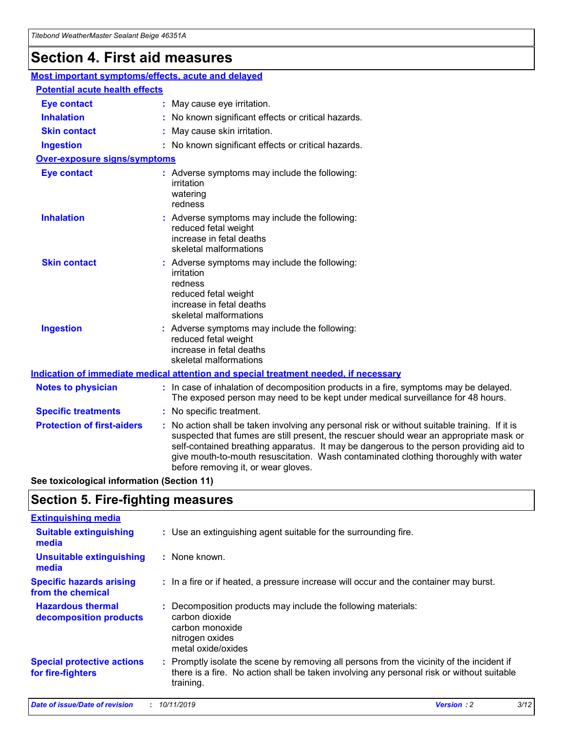# Section 4. First aid measures

## Most important symptoms/effects, acute and delayed

### Potential acute health effects

| | |
|---|---|
| **Eye contact** | : May cause eye irritation. |
| **Inhalation** | : No known significant effects or critical hazards. |
| **Skin contact** | : May cause skin irritation. |
| **Ingestion** | : No known significant effects or critical hazards. |

### Over-exposure signs/symptoms

| | |
|---|---|
| **Eye contact** | : Adverse symptoms may include the following: irritation, watering, redness |
| **Inhalation** | : Adverse symptoms may include the following: reduced fetal weight, increase in fetal deaths, skeletal malformations |
| **Skin contact** | : Adverse symptoms may include the following: irritation, redness, reduced fetal weight, increase in fetal deaths, skeletal malformations |
| **Ingestion** | : Adverse symptoms may include the following: reduced fetal weight, increase in fetal deaths, skeletal malformations |

## Indication of immediate medical attention and special treatment needed, if necessary

| | |
|---|---|
| **Notes to physician** | : In case of inhalation of decomposition products in a fire, symptoms may be delayed. The exposed person may need to be kept under medical surveillance for 48 hours. |
| **Specific treatments** | : No specific treatment. |
| **Protection of first-aiders** | : No action shall be taken involving any personal risk or without suitable training. If it is suspected that fumes are still present, the rescuer should wear an appropriate mask or self-contained breathing apparatus. It may be dangerous to the person providing aid to give mouth-to-mouth resuscitation. Wash contaminated clothing thoroughly with water before removing it, or wear gloves. |

**See toxicological information (Section 11)**

# Section 5. Fire-fighting measures

## Extinguishing media

| | |
|---|---|
| **Suitable extinguishing media** | : Use an extinguishing agent suitable for the surrounding fire. |
| **Unsuitable extinguishing media** | : None known. |
| **Specific hazards arising from the chemical** | : In a fire or if heated, a pressure increase will occur and the container may burst. |
| **Hazardous thermal decomposition products** | : Decomposition products may include the following materials: carbon dioxide, carbon monoxide, nitrogen oxides, metal oxide/oxides |
| **Special protective actions for fire-fighters** | : Promptly isolate the scene by removing all persons from the vicinity of the incident if there is a fire. No action shall be taken involving any personal risk or without suitable training. |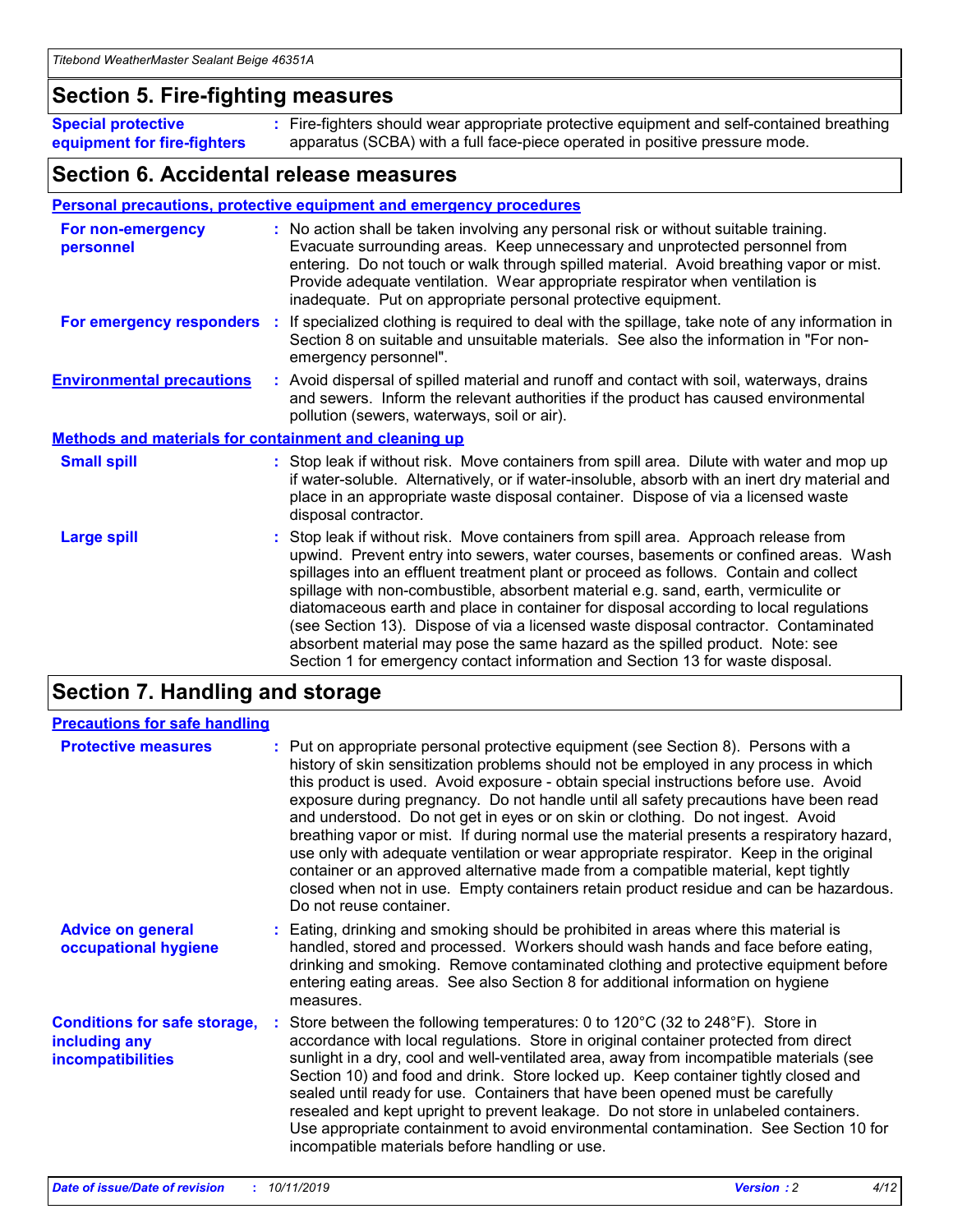## Section 5. Fire-fighting measures

**Special protective equipment for fire-fighters** : Fire-fighters should wear appropriate protective equipment and self-contained breathing apparatus (SCBA) with a full face-piece operated in positive pressure mode.

## Section 6. Accidental release measures

### Personal precautions, protective equipment and emergency procedures

**For non-emergency personnel** : No action shall be taken involving any personal risk or without suitable training. Evacuate surrounding areas. Keep unnecessary and unprotected personnel from entering. Do not touch or walk through spilled material. Avoid breathing vapor or mist. Provide adequate ventilation. Wear appropriate respirator when ventilation is inadequate. Put on appropriate personal protective equipment.

**For emergency responders** : If specialized clothing is required to deal with the spillage, take note of any information in Section 8 on suitable and unsuitable materials. See also the information in "For non-emergency personnel".

**Environmental precautions** : Avoid dispersal of spilled material and runoff and contact with soil, waterways, drains and sewers. Inform the relevant authorities if the product has caused environmental pollution (sewers, waterways, soil or air).

### Methods and materials for containment and cleaning up

**Small spill** : Stop leak if without risk. Move containers from spill area. Dilute with water and mop up if water-soluble. Alternatively, or if water-insoluble, absorb with an inert dry material and place in an appropriate waste disposal container. Dispose of via a licensed waste disposal contractor.

**Large spill** : Stop leak if without risk. Move containers from spill area. Approach release from upwind. Prevent entry into sewers, water courses, basements or confined areas. Wash spillages into an effluent treatment plant or proceed as follows. Contain and collect spillage with non-combustible, absorbent material e.g. sand, earth, vermiculite or diatomaceous earth and place in container for disposal according to local regulations (see Section 13). Dispose of via a licensed waste disposal contractor. Contaminated absorbent material may pose the same hazard as the spilled product. Note: see Section 1 for emergency contact information and Section 13 for waste disposal.

## Section 7. Handling and storage

### Precautions for safe handling

**Protective measures** : Put on appropriate personal protective equipment (see Section 8). Persons with a history of skin sensitization problems should not be employed in any process in which this product is used. Avoid exposure - obtain special instructions before use. Avoid exposure during pregnancy. Do not handle until all safety precautions have been read and understood. Do not get in eyes or on skin or clothing. Do not ingest. Avoid breathing vapor or mist. If during normal use the material presents a respiratory hazard, use only with adequate ventilation or wear appropriate respirator. Keep in the original container or an approved alternative made from a compatible material, kept tightly closed when not in use. Empty containers retain product residue and can be hazardous. Do not reuse container.

**Advice on general occupational hygiene** : Eating, drinking and smoking should be prohibited in areas where this material is handled, stored and processed. Workers should wash hands and face before eating, drinking and smoking. Remove contaminated clothing and protective equipment before entering eating areas. See also Section 8 for additional information on hygiene measures.

**Conditions for safe storage, including any incompatibilities** : Store between the following temperatures: 0 to 120°C (32 to 248°F). Store in accordance with local regulations. Store in original container protected from direct sunlight in a dry, cool and well-ventilated area, away from incompatible materials (see Section 10) and food and drink. Store locked up. Keep container tightly closed and sealed until ready for use. Containers that have been opened must be carefully resealed and kept upright to prevent leakage. Do not store in unlabeled containers. Use appropriate containment to avoid environmental contamination. See Section 10 for incompatible materials before handling or use.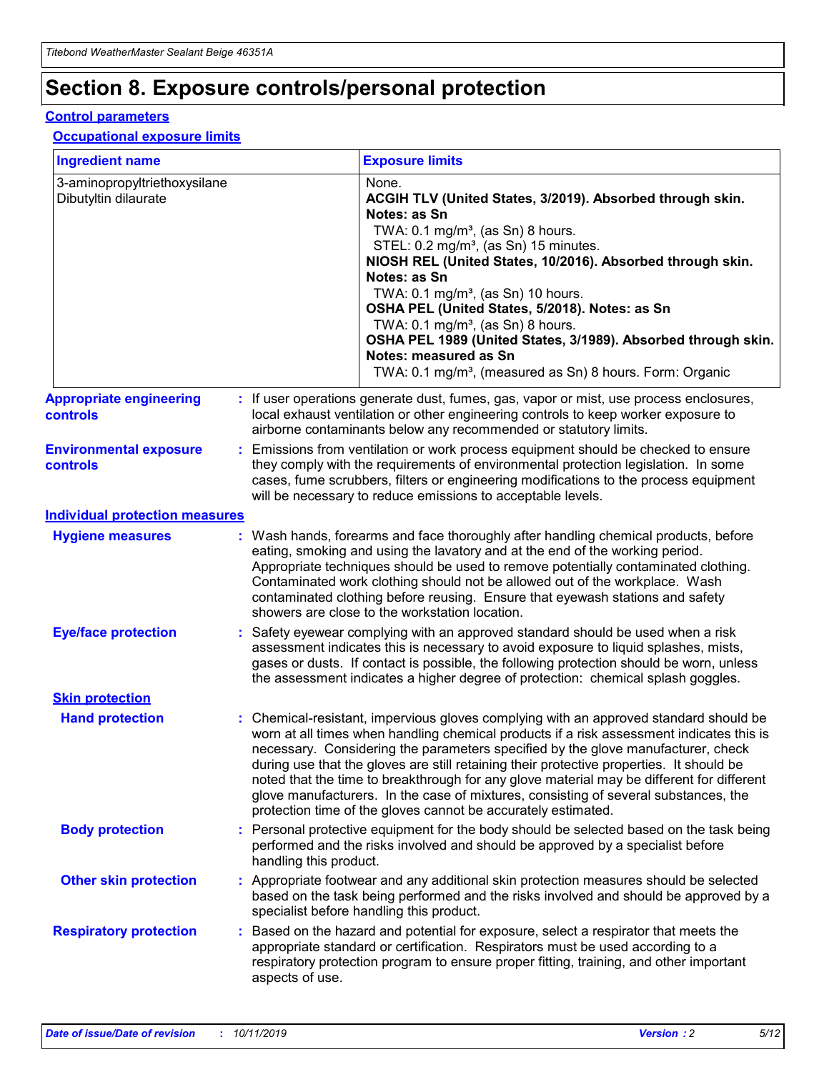# Section 8. Exposure controls/personal protection

## Control parameters

### Occupational exposure limits

| Ingredient name | Exposure limits |
|---|---|
| 3-aminopropyltriethoxysilane<br>Dibutyltin dilaurate | None.<br>**ACGIH TLV (United States, 3/2019). Absorbed through skin. Notes: as Sn**<br>TWA: 0.1 mg/m³, (as Sn) 8 hours.<br>STEL: 0.2 mg/m³, (as Sn) 15 minutes.<br>**NIOSH REL (United States, 10/2016). Absorbed through skin. Notes: as Sn**<br>TWA: 0.1 mg/m³, (as Sn) 10 hours.<br>**OSHA PEL (United States, 5/2018). Notes: as Sn**<br>TWA: 0.1 mg/m³, (as Sn) 8 hours.<br>**OSHA PEL 1989 (United States, 3/1989). Absorbed through skin. Notes: measured as Sn**<br>TWA: 0.1 mg/m³, (measured as Sn) 8 hours. Form: Organic |

**Appropriate engineering controls** : If user operations generate dust, fumes, gas, vapor or mist, use process enclosures, local exhaust ventilation or other engineering controls to keep worker exposure to airborne contaminants below any recommended or statutory limits.

**Environmental exposure controls** : Emissions from ventilation or work process equipment should be checked to ensure they comply with the requirements of environmental protection legislation. In some cases, fume scrubbers, filters or engineering modifications to the process equipment will be necessary to reduce emissions to acceptable levels.

## Individual protection measures

**Hygiene measures** : Wash hands, forearms and face thoroughly after handling chemical products, before eating, smoking and using the lavatory and at the end of the working period. Appropriate techniques should be used to remove potentially contaminated clothing. Contaminated work clothing should not be allowed out of the workplace. Wash contaminated clothing before reusing. Ensure that eyewash stations and safety showers are close to the workstation location.

**Eye/face protection** : Safety eyewear complying with an approved standard should be used when a risk assessment indicates this is necessary to avoid exposure to liquid splashes, mists, gases or dusts. If contact is possible, the following protection should be worn, unless the assessment indicates a higher degree of protection: chemical splash goggles.

### Skin protection

**Hand protection** : Chemical-resistant, impervious gloves complying with an approved standard should be worn at all times when handling chemical products if a risk assessment indicates this is necessary. Considering the parameters specified by the glove manufacturer, check during use that the gloves are still retaining their protective properties. It should be noted that the time to breakthrough for any glove material may be different for different glove manufacturers. In the case of mixtures, consisting of several substances, the protection time of the gloves cannot be accurately estimated.

**Body protection** : Personal protective equipment for the body should be selected based on the task being performed and the risks involved and should be approved by a specialist before handling this product.

**Other skin protection** : Appropriate footwear and any additional skin protection measures should be selected based on the task being performed and the risks involved and should be approved by a specialist before handling this product.

**Respiratory protection** : Based on the hazard and potential for exposure, select a respirator that meets the appropriate standard or certification. Respirators must be used according to a respiratory protection program to ensure proper fitting, training, and other important aspects of use.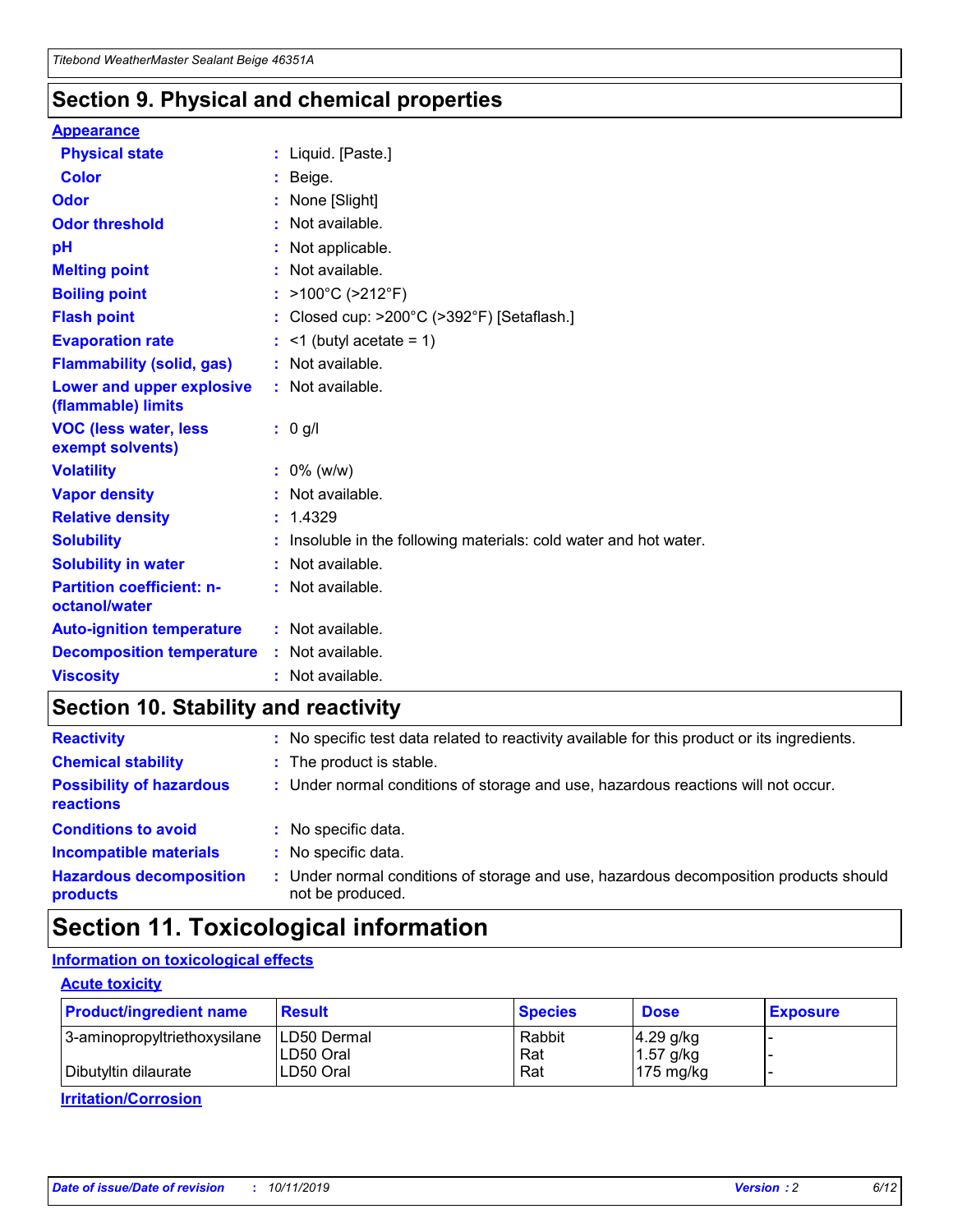## Section 9. Physical and chemical properties

### Appearance

| | |
|---|---|
| **Physical state** | : Liquid. [Paste.] |
| **Color** | : Beige. |
| **Odor** | : None [Slight] |
| **Odor threshold** | : Not available. |
| **pH** | : Not applicable. |
| **Melting point** | : Not available. |
| **Boiling point** | : >100°C (>212°F) |
| **Flash point** | : Closed cup: >200°C (>392°F) [Setaflash.] |
| **Evaporation rate** | : <1 (butyl acetate = 1) |
| **Flammability (solid, gas)** | : Not available. |
| **Lower and upper explosive (flammable) limits** | : Not available. |
| **VOC (less water, less exempt solvents)** | : 0 g/l |
| **Volatility** | : 0% (w/w) |
| **Vapor density** | : Not available. |
| **Relative density** | : 1.4329 |
| **Solubility** | : Insoluble in the following materials: cold water and hot water. |
| **Solubility in water** | : Not available. |
| **Partition coefficient: n-octanol/water** | : Not available. |
| **Auto-ignition temperature** | : Not available. |
| **Decomposition temperature** | : Not available. |
| **Viscosity** | : Not available. |

## Section 10. Stability and reactivity

| | |
|---|---|
| **Reactivity** | : No specific test data related to reactivity available for this product or its ingredients. |
| **Chemical stability** | : The product is stable. |
| **Possibility of hazardous reactions** | : Under normal conditions of storage and use, hazardous reactions will not occur. |
| **Conditions to avoid** | : No specific data. |
| **Incompatible materials** | : No specific data. |
| **Hazardous decomposition products** | : Under normal conditions of storage and use, hazardous decomposition products should not be produced. |

## Section 11. Toxicological information

### Information on toxicological effects

#### Acute toxicity

| Product/ingredient name | Result | Species | Dose | Exposure |
|---|---|---|---|---|
| 3-aminopropyltriethoxysilane | LD50 Dermal | Rabbit | 4.29 g/kg | - |
| | LD50 Oral | Rat | 1.57 g/kg | - |
| Dibutyltin dilaurate | LD50 Oral | Rat | 175 mg/kg | - |

#### Irritation/Corrosion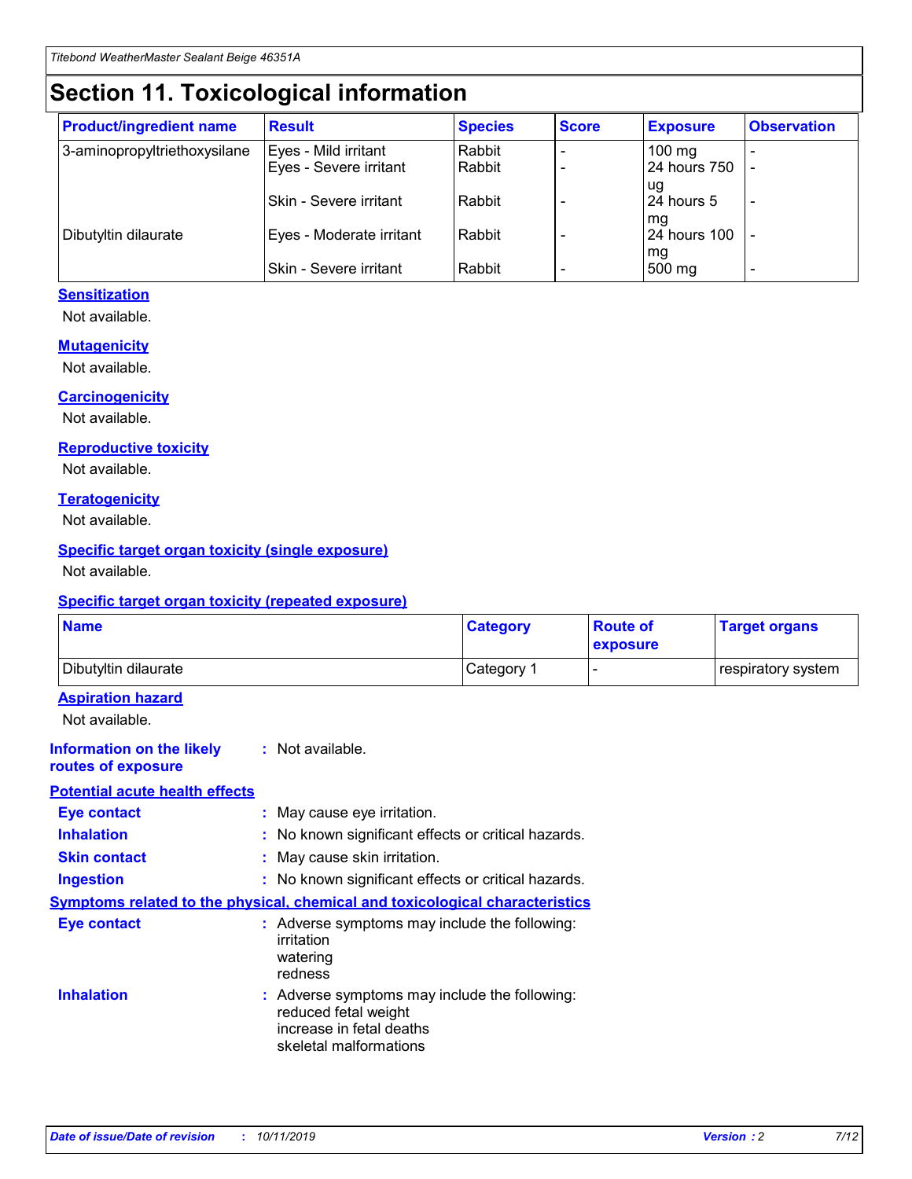# Section 11. Toxicological information

| Product/ingredient name | Result | Species | Score | Exposure | Observation |
|---|---|---|---|---|---|
| 3-aminopropyltriethoxysilane | Eyes - Mild irritant | Rabbit | - | 100 mg | - |
| | Eyes - Severe irritant | Rabbit | - | 24 hours 750 ug | - |
| | Skin - Severe irritant | Rabbit | - | 24 hours 5 mg | - |
| Dibutyltin dilaurate | Eyes - Moderate irritant | Rabbit | - | 24 hours 100 mg | - |
| | Skin - Severe irritant | Rabbit | - | 500 mg | - |

### Sensitization

Not available.

### Mutagenicity

Not available.

### Carcinogenicity

Not available.

### Reproductive toxicity

Not available.

### Teratogenicity

Not available.

### Specific target organ toxicity (single exposure)

Not available.

### Specific target organ toxicity (repeated exposure)

| Name | Category | Route of exposure | Target organs |
|---|---|---|---|
| Dibutyltin dilaurate | Category 1 | - | respiratory system |

### Aspiration hazard

Not available.

**Information on the likely routes of exposure** : Not available.

### Potential acute health effects

**Eye contact** : May cause eye irritation.

**Inhalation** : No known significant effects or critical hazards.

**Skin contact** : May cause skin irritation.

**Ingestion** : No known significant effects or critical hazards.

### Symptoms related to the physical, chemical and toxicological characteristics

**Eye contact** : Adverse symptoms may include the following:
irritation
watering
redness

**Inhalation** : Adverse symptoms may include the following:
reduced fetal weight
increase in fetal deaths
skeletal malformations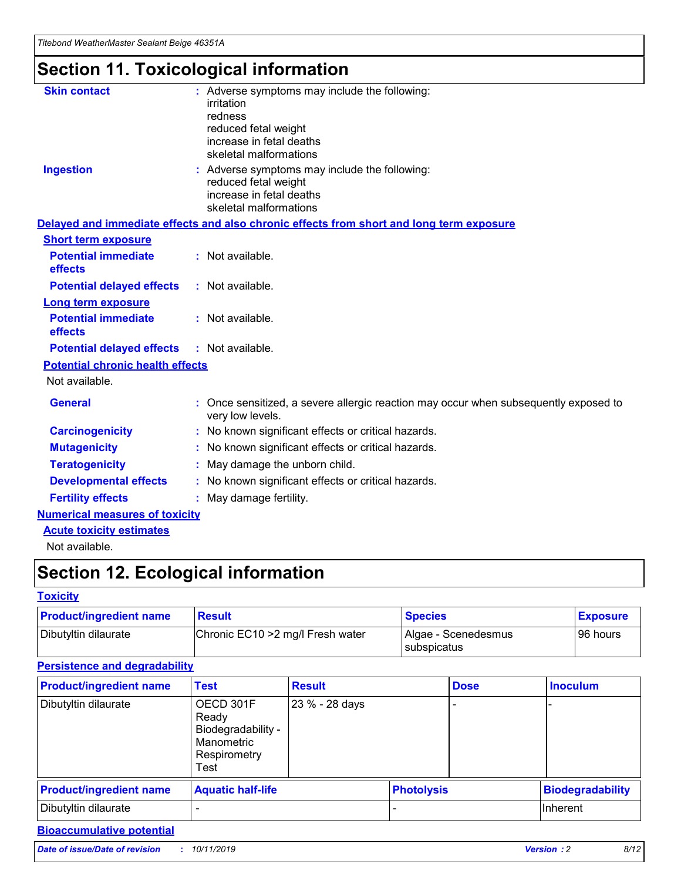# Section 11. Toxicological information

**Skin contact** : Adverse symptoms may include the following:
irritation
redness
reduced fetal weight
increase in fetal deaths
skeletal malformations

**Ingestion** : Adverse symptoms may include the following:
reduced fetal weight
increase in fetal deaths
skeletal malformations

## Delayed and immediate effects and also chronic effects from short and long term exposure

### Short term exposure

**Potential immediate effects** : Not available.

**Potential delayed effects** : Not available.

### Long term exposure

**Potential immediate effects** : Not available.

**Potential delayed effects** : Not available.

### Potential chronic health effects

Not available.

**General** : Once sensitized, a severe allergic reaction may occur when subsequently exposed to very low levels.

**Carcinogenicity** : No known significant effects or critical hazards.

**Mutagenicity** : No known significant effects or critical hazards.

**Teratogenicity** : May damage the unborn child.

**Developmental effects** : No known significant effects or critical hazards.

**Fertility effects** : May damage fertility.

## Numerical measures of toxicity

### Acute toxicity estimates

Not available.

# Section 12. Ecological information

## Toxicity

| Product/ingredient name | Result | Species | Exposure |
| --- | --- | --- | --- |
| Dibutyltin dilaurate | Chronic EC10 >2 mg/l Fresh water | Algae - Scenedesmus subspicatus | 96 hours |

## Persistence and degradability

| Product/ingredient name | Test | Result | Dose | Inoculum |
| --- | --- | --- | --- | --- |
| Dibutyltin dilaurate | OECD 301F Ready Biodegradability - Manometric Respirometry Test | 23 % - 28 days | - | - |

| Product/ingredient name | Aquatic half-life | Photolysis | Biodegradability |
| --- | --- | --- | --- |
| Dibutyltin dilaurate | - | - | Inherent |

## Bioaccumulative potential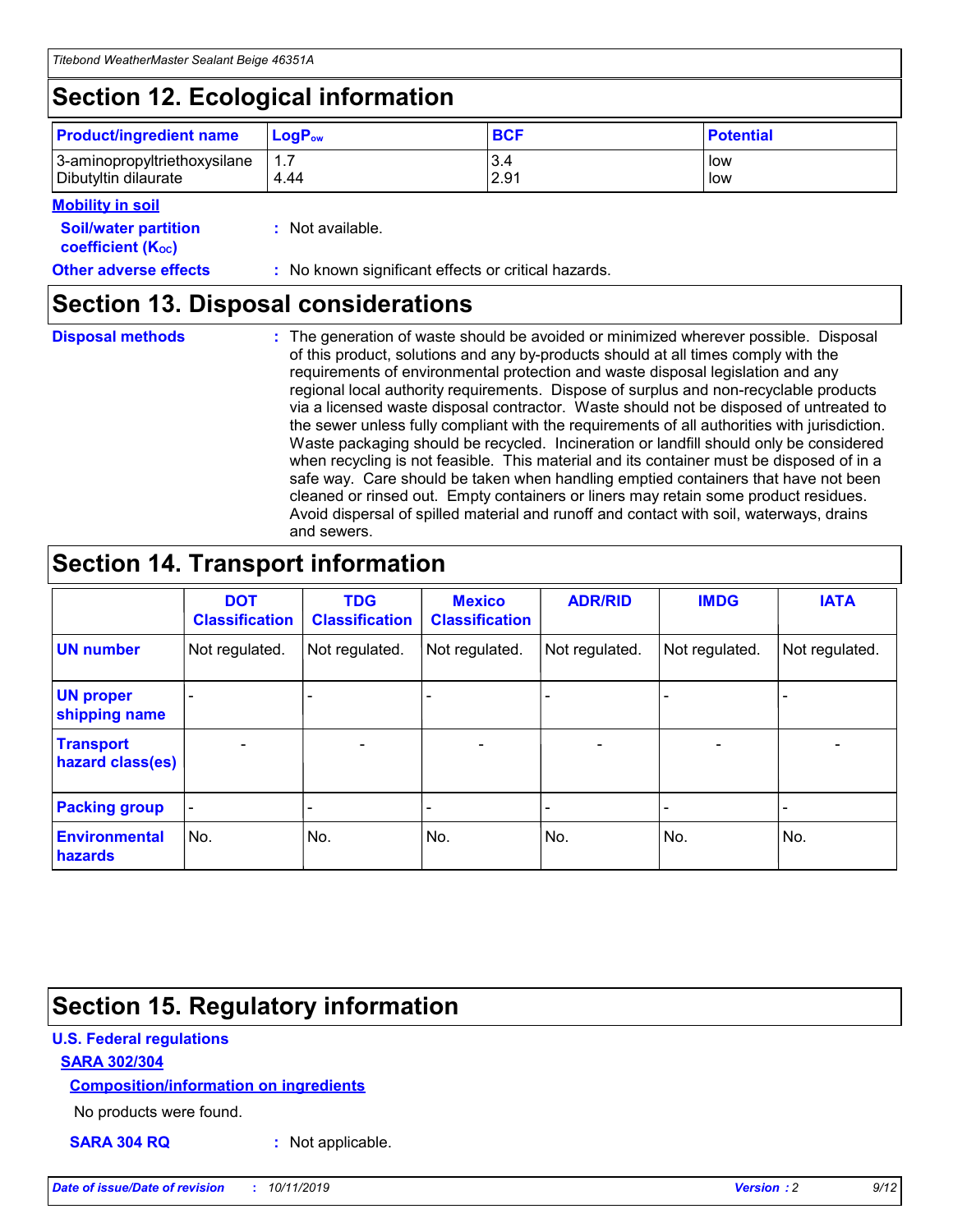## Section 12. Ecological information

| Product/ingredient name | $LogP_{ow}$ | BCF | Potential |
|---|---|---|---|
| 3-aminopropyltriethoxysilane | 1.7 | 3.4 | low |
| Dibutyltin dilaurate | 4.44 | 2.91 | low |

**Mobility in soil**

**Soil/water partition coefficient ($K_{OC}$)** : Not available.

**Other adverse effects** : No known significant effects or critical hazards.

## Section 13. Disposal considerations

**Disposal methods** : The generation of waste should be avoided or minimized wherever possible. Disposal of this product, solutions and any by-products should at all times comply with the requirements of environmental protection and waste disposal legislation and any regional local authority requirements. Dispose of surplus and non-recyclable products via a licensed waste disposal contractor. Waste should not be disposed of untreated to the sewer unless fully compliant with the requirements of all authorities with jurisdiction. Waste packaging should be recycled. Incineration or landfill should only be considered when recycling is not feasible. This material and its container must be disposed of in a safe way. Care should be taken when handling emptied containers that have not been cleaned or rinsed out. Empty containers or liners may retain some product residues. Avoid dispersal of spilled material and runoff and contact with soil, waterways, drains and sewers.

## Section 14. Transport information

| | DOT Classification | TDG Classification | Mexico Classification | ADR/RID | IMDG | IATA |
|---|---|---|---|---|---|---|
| UN number | Not regulated. | Not regulated. | Not regulated. | Not regulated. | Not regulated. | Not regulated. |
| UN proper shipping name | - | - | - | - | - | - |
| Transport hazard class(es) | - | - | - | - | - | - |
| Packing group | - | - | - | - | - | - |
| Environmental hazards | No. | No. | No. | No. | No. | No. |

## Section 15. Regulatory information

**U.S. Federal regulations**

**SARA 302/304**

**Composition/information on ingredients**

No products were found.

**SARA 304 RQ** : Not applicable.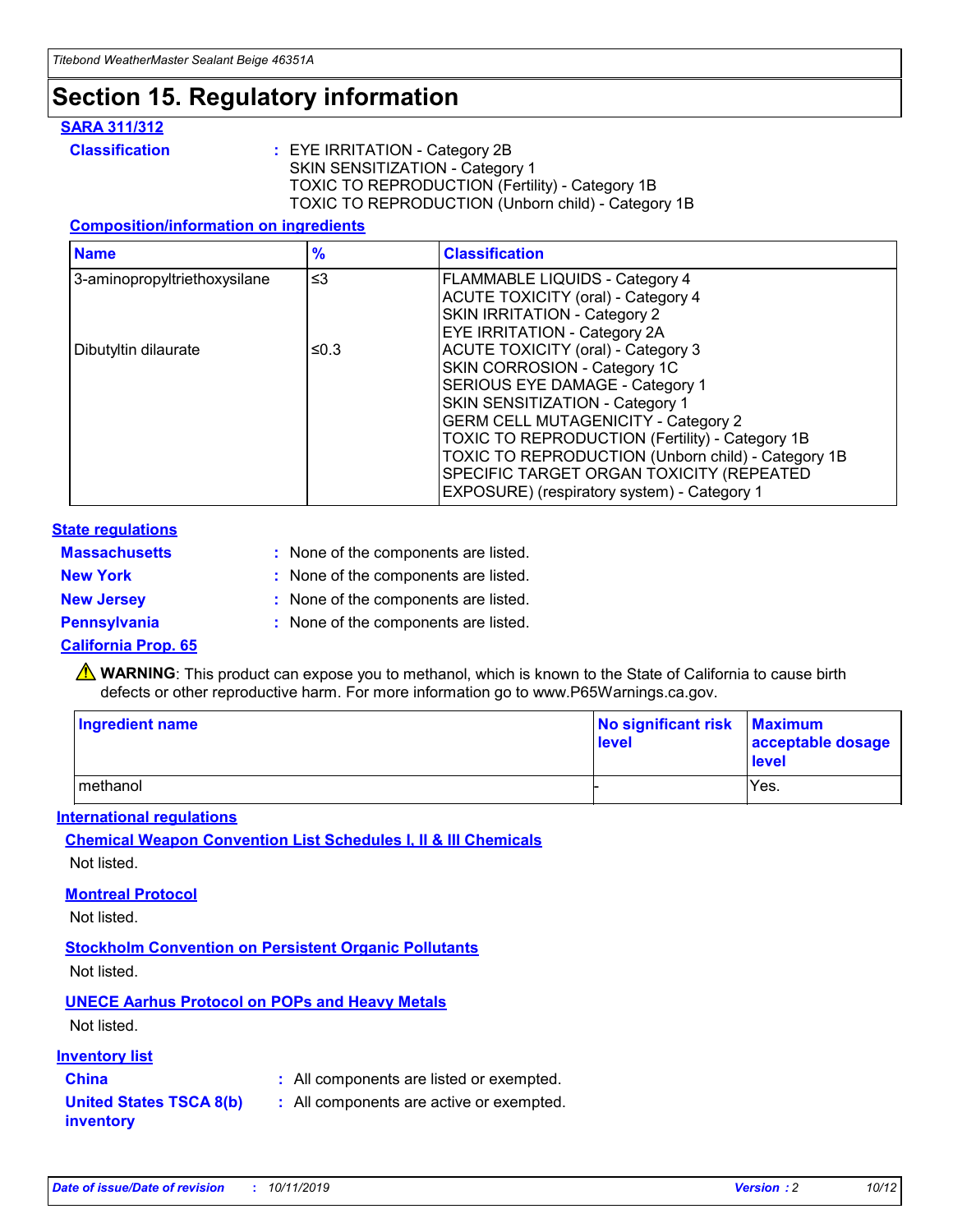# Section 15. Regulatory information

## SARA 311/312

**Classification** : EYE IRRITATION - Category 2B
SKIN SENSITIZATION - Category 1
TOXIC TO REPRODUCTION (Fertility) - Category 1B
TOXIC TO REPRODUCTION (Unborn child) - Category 1B

### Composition/information on ingredients

| Name | % | Classification |
|---|---|---|
| 3-aminopropyltriethoxysilane | ≤3 | FLAMMABLE LIQUIDS - Category 4<br>ACUTE TOXICITY (oral) - Category 4<br>SKIN IRRITATION - Category 2<br>EYE IRRITATION - Category 2A |
| Dibutyltin dilaurate | ≤0.3 | ACUTE TOXICITY (oral) - Category 3<br>SKIN CORROSION - Category 1C<br>SERIOUS EYE DAMAGE - Category 1<br>SKIN SENSITIZATION - Category 1<br>GERM CELL MUTAGENICITY - Category 2<br>TOXIC TO REPRODUCTION (Fertility) - Category 1B<br>TOXIC TO REPRODUCTION (Unborn child) - Category 1B<br>SPECIFIC TARGET ORGAN TOXICITY (REPEATED EXPOSURE) (respiratory system) - Category 1 |

## State regulations

**Massachusetts** : None of the components are listed.

**New York** : None of the components are listed.

**New Jersey** : None of the components are listed.

**Pennsylvania** : None of the components are listed.

## California Prop. 65

⚠ **WARNING**: This product can expose you to methanol, which is known to the State of California to cause birth defects or other reproductive harm. For more information go to www.P65Warnings.ca.gov.

| Ingredient name | No significant risk level | Maximum acceptable dosage level |
|---|---|---|
| methanol | - | Yes. |

## International regulations

### Chemical Weapon Convention List Schedules I, II & III Chemicals

Not listed.

### Montreal Protocol

Not listed.

### Stockholm Convention on Persistent Organic Pollutants

Not listed.

### UNECE Aarhus Protocol on POPs and Heavy Metals

Not listed.

## Inventory list

**China** : All components are listed or exempted.

**United States TSCA 8(b) inventory** : All components are active or exempted.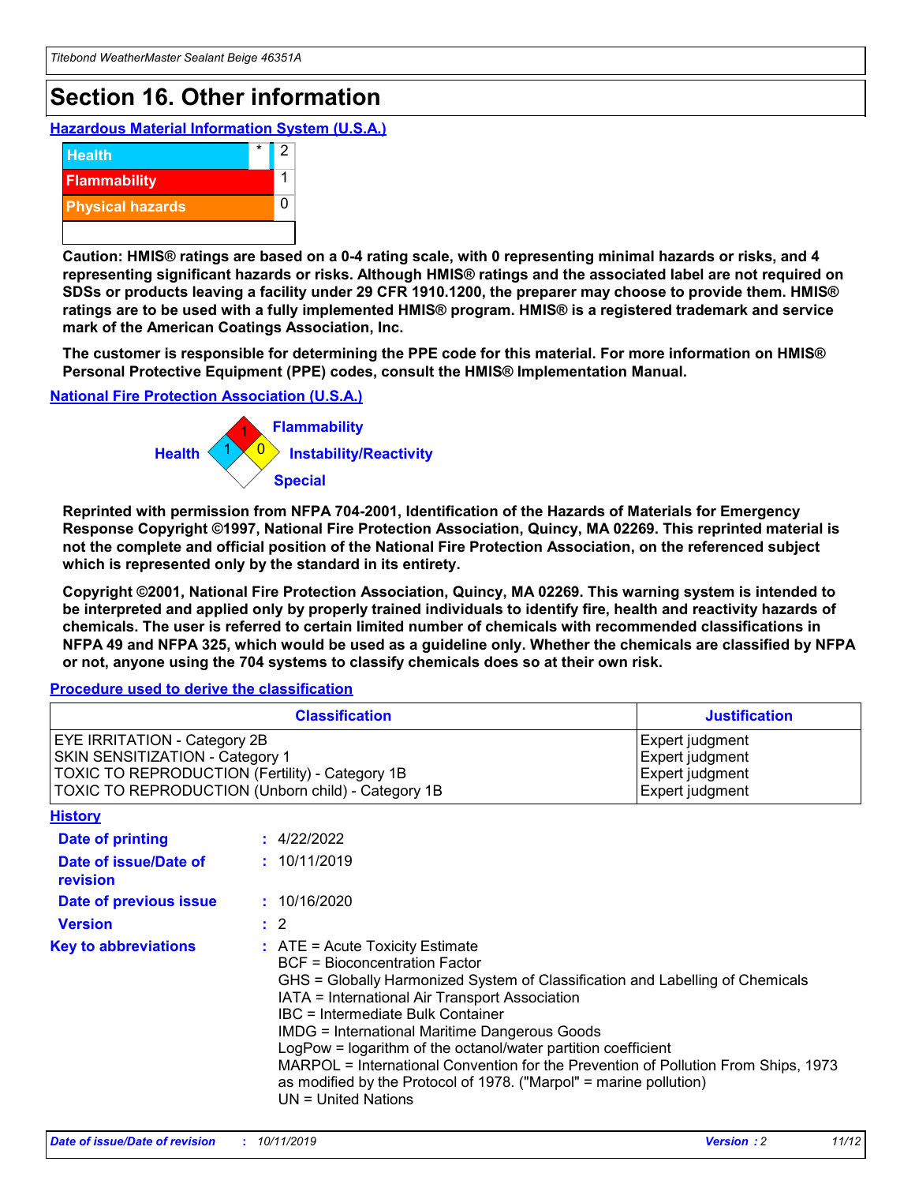# Section 16. Other information

**Hazardous Material Information System (U.S.A.)**

| | | |
|---|---|---|
| Health | * | 2 |
| Flammability | | 1 |
| Physical hazards | | 0 |
| | | |

**Caution: HMIS® ratings are based on a 0-4 rating scale, with 0 representing minimal hazards or risks, and 4 representing significant hazards or risks. Although HMIS® ratings and the associated label are not required on SDSs or products leaving a facility under 29 CFR 1910.1200, the preparer may choose to provide them. HMIS® ratings are to be used with a fully implemented HMIS® program. HMIS® is a registered trademark and service mark of the American Coatings Association, Inc.**

**The customer is responsible for determining the PPE code for this material. For more information on HMIS® Personal Protective Equipment (PPE) codes, consult the HMIS® Implementation Manual.**

**National Fire Protection Association (U.S.A.)**

Flammability: 1
Health: 1
Instability/Reactivity: 0
Special:

**Reprinted with permission from NFPA 704-2001, Identification of the Hazards of Materials for Emergency Response Copyright ©1997, National Fire Protection Association, Quincy, MA 02269. This reprinted material is not the complete and official position of the National Fire Protection Association, on the referenced subject which is represented only by the standard in its entirety.**

**Copyright ©2001, National Fire Protection Association, Quincy, MA 02269. This warning system is intended to be interpreted and applied only by properly trained individuals to identify fire, health and reactivity hazards of chemicals. The user is referred to certain limited number of chemicals with recommended classifications in NFPA 49 and NFPA 325, which would be used as a guideline only. Whether the chemicals are classified by NFPA or not, anyone using the 704 systems to classify chemicals does so at their own risk.**

**Procedure used to derive the classification**

| Classification | Justification |
|---|---|
| EYE IRRITATION - Category 2B | Expert judgment |
| SKIN SENSITIZATION - Category 1 | Expert judgment |
| TOXIC TO REPRODUCTION (Fertility) - Category 1B | Expert judgment |
| TOXIC TO REPRODUCTION (Unborn child) - Category 1B | Expert judgment |

**History**

**Date of printing** : 4/22/2022

**Date of issue/Date of revision** : 10/11/2019

**Date of previous issue** : 10/16/2020

**Version** : 2

**Key to abbreviations** :
ATE = Acute Toxicity Estimate
BCF = Bioconcentration Factor
GHS = Globally Harmonized System of Classification and Labelling of Chemicals
IATA = International Air Transport Association
IBC = Intermediate Bulk Container
IMDG = International Maritime Dangerous Goods
LogPow = logarithm of the octanol/water partition coefficient
MARPOL = International Convention for the Prevention of Pollution From Ships, 1973 as modified by the Protocol of 1978. ("Marpol" = marine pollution)
UN = United Nations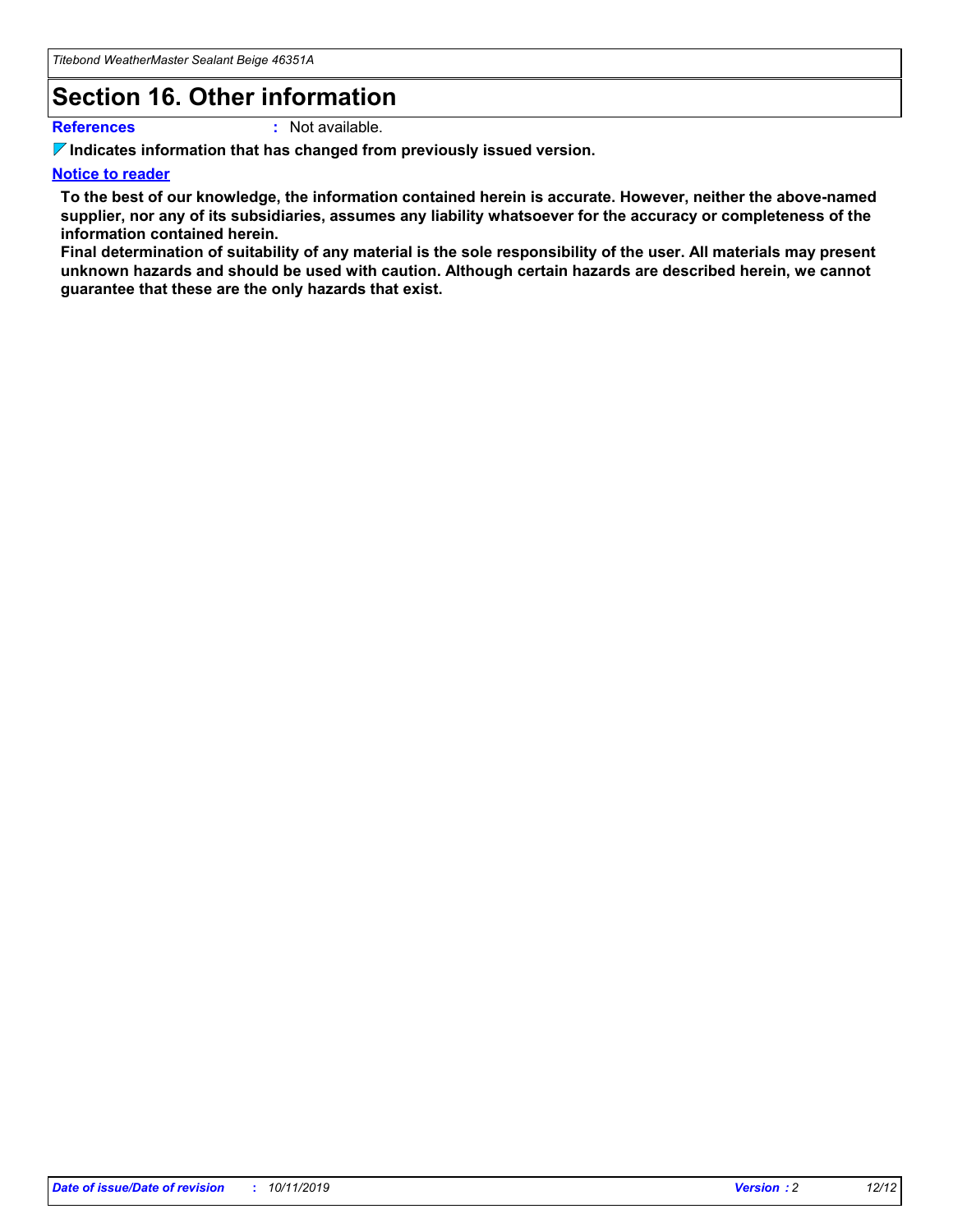# Section 16. Other information

**References** : Not available.

**Indicates information that has changed from previously issued version.**

**Notice to reader**

**To the best of our knowledge, the information contained herein is accurate. However, neither the above-named supplier, nor any of its subsidiaries, assumes any liability whatsoever for the accuracy or completeness of the information contained herein.**

**Final determination of suitability of any material is the sole responsibility of the user. All materials may present unknown hazards and should be used with caution. Although certain hazards are described herein, we cannot guarantee that these are the only hazards that exist.**